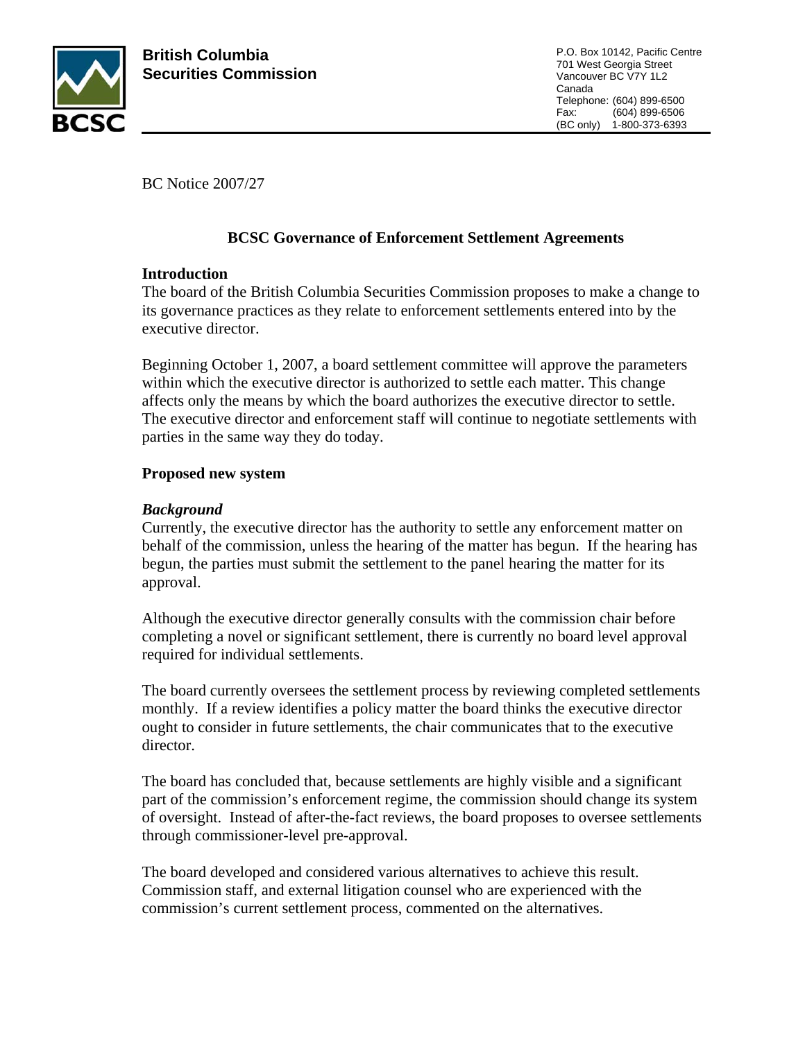**British Columbia Securities Commission**

P.O. Box 10142, Pacific Centre
701 West Georgia Street
Vancouver BC V7Y 1L2
Canada
Telephone: (604) 899-6500
Fax: (604) 899-6506
(BC only) 1-800-373-6393

BC Notice 2007/27

# BCSC Governance of Enforcement Settlement Agreements

## Introduction

The board of the British Columbia Securities Commission proposes to make a change to its governance practices as they relate to enforcement settlements entered into by the executive director.

Beginning October 1, 2007, a board settlement committee will approve the parameters within which the executive director is authorized to settle each matter. This change affects only the means by which the board authorizes the executive director to settle. The executive director and enforcement staff will continue to negotiate settlements with parties in the same way they do today.

## Proposed new system

### *Background*

Currently, the executive director has the authority to settle any enforcement matter on behalf of the commission, unless the hearing of the matter has begun. If the hearing has begun, the parties must submit the settlement to the panel hearing the matter for its approval.

Although the executive director generally consults with the commission chair before completing a novel or significant settlement, there is currently no board level approval required for individual settlements.

The board currently oversees the settlement process by reviewing completed settlements monthly. If a review identifies a policy matter the board thinks the executive director ought to consider in future settlements, the chair communicates that to the executive director.

The board has concluded that, because settlements are highly visible and a significant part of the commission's enforcement regime, the commission should change its system of oversight. Instead of after-the-fact reviews, the board proposes to oversee settlements through commissioner-level pre-approval.

The board developed and considered various alternatives to achieve this result. Commission staff, and external litigation counsel who are experienced with the commission's current settlement process, commented on the alternatives.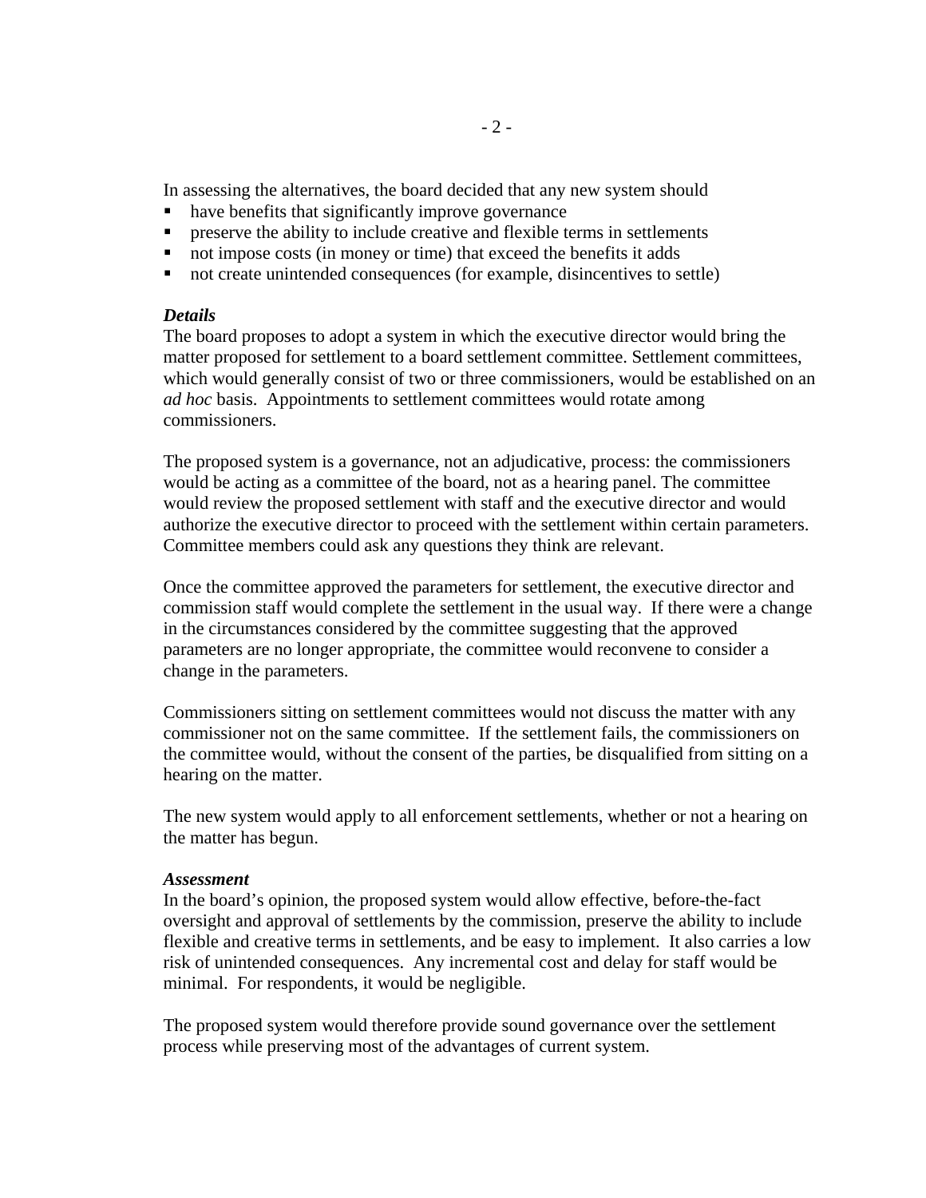In assessing the alternatives, the board decided that any new system should

- have benefits that significantly improve governance
- preserve the ability to include creative and flexible terms in settlements
- not impose costs (in money or time) that exceed the benefits it adds
- not create unintended consequences (for example, disincentives to settle)

***Details***

The board proposes to adopt a system in which the executive director would bring the matter proposed for settlement to a board settlement committee. Settlement committees, which would generally consist of two or three commissioners, would be established on an *ad hoc* basis. Appointments to settlement committees would rotate among commissioners.

The proposed system is a governance, not an adjudicative, process: the commissioners would be acting as a committee of the board, not as a hearing panel. The committee would review the proposed settlement with staff and the executive director and would authorize the executive director to proceed with the settlement within certain parameters. Committee members could ask any questions they think are relevant.

Once the committee approved the parameters for settlement, the executive director and commission staff would complete the settlement in the usual way. If there were a change in the circumstances considered by the committee suggesting that the approved parameters are no longer appropriate, the committee would reconvene to consider a change in the parameters.

Commissioners sitting on settlement committees would not discuss the matter with any commissioner not on the same committee. If the settlement fails, the commissioners on the committee would, without the consent of the parties, be disqualified from sitting on a hearing on the matter.

The new system would apply to all enforcement settlements, whether or not a hearing on the matter has begun.

***Assessment***

In the board's opinion, the proposed system would allow effective, before-the-fact oversight and approval of settlements by the commission, preserve the ability to include flexible and creative terms in settlements, and be easy to implement. It also carries a low risk of unintended consequences. Any incremental cost and delay for staff would be minimal. For respondents, it would be negligible.

The proposed system would therefore provide sound governance over the settlement process while preserving most of the advantages of current system.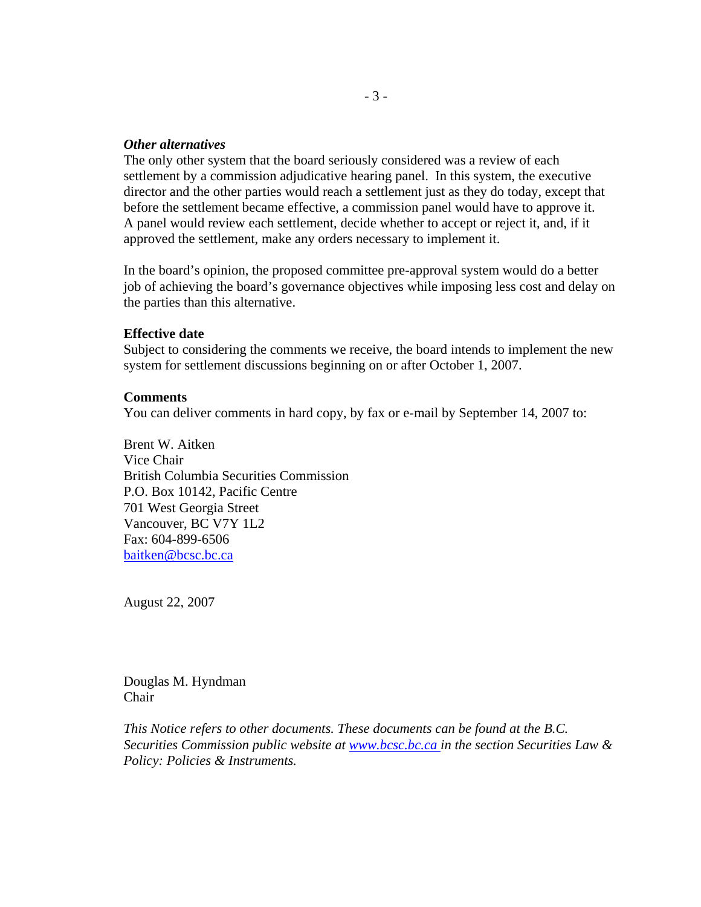***Other alternatives***

The only other system that the board seriously considered was a review of each settlement by a commission adjudicative hearing panel. In this system, the executive director and the other parties would reach a settlement just as they do today, except that before the settlement became effective, a commission panel would have to approve it. A panel would review each settlement, decide whether to accept or reject it, and, if it approved the settlement, make any orders necessary to implement it.

In the board's opinion, the proposed committee pre-approval system would do a better job of achieving the board's governance objectives while imposing less cost and delay on the parties than this alternative.

**Effective date**

Subject to considering the comments we receive, the board intends to implement the new system for settlement discussions beginning on or after October 1, 2007.

**Comments**

You can deliver comments in hard copy, by fax or e-mail by September 14, 2007 to:

Brent W. Aitken
Vice Chair
British Columbia Securities Commission
P.O. Box 10142, Pacific Centre
701 West Georgia Street
Vancouver, BC V7Y 1L2
Fax: 604-899-6506
baitken@bcsc.bc.ca

August 22, 2007

Douglas M. Hyndman
Chair

*This Notice refers to other documents. These documents can be found at the B.C. Securities Commission public website at www.bcsc.bc.ca in the section Securities Law & Policy: Policies & Instruments.*